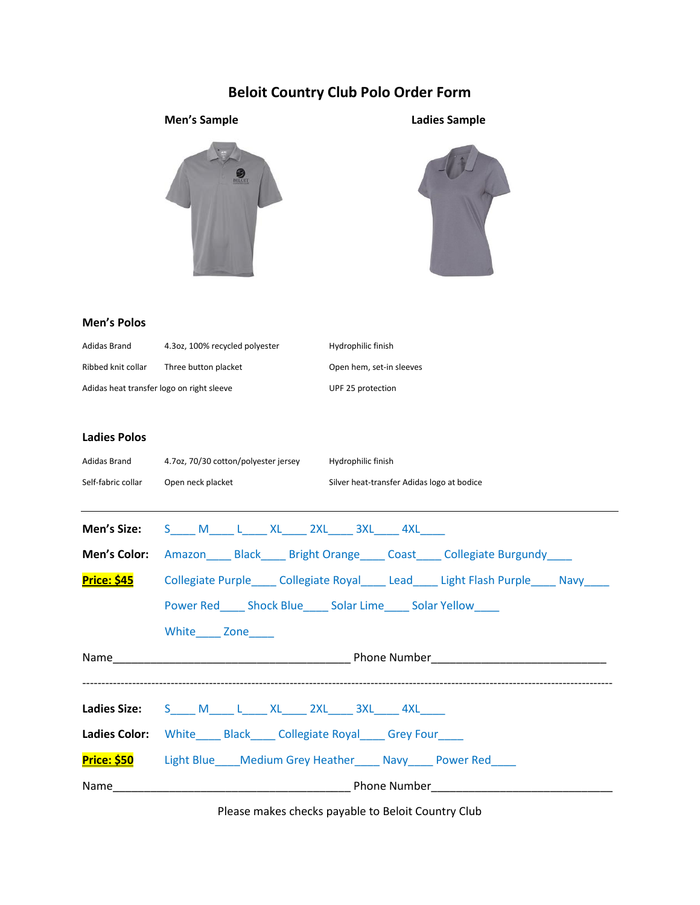# Beloit Country Club Polo Order Form

**Men's Sample** **Ladies Sample**

### Men's Polos

| | | |
|---|---|---|
| Adidas Brand | 4.3oz, 100% recycled polyester | Hydrophilic finish |
| Ribbed knit collar | Three button placket | Open hem, set-in sleeves |
| Adidas heat transfer logo on right sleeve | | UPF 25 protection |

### Ladies Polos

| | | |
|---|---|---|
| Adidas Brand | 4.7oz, 70/30 cotton/polyester jersey | Hydrophilic finish |
| Self-fabric collar | Open neck placket | Silver heat-transfer Adidas logo at bodice |

---

**Men's Size:** S____ M____ L____ XL____ 2XL____ 3XL____ 4XL____

**Men's Color:** Amazon____ Black____ Bright Orange____ Coast____ Collegiate Burgundy____

**Price: $45** Collegiate Purple____ Collegiate Royal____ Lead____ Light Flash Purple____ Navy____

Power Red____ Shock Blue____ Solar Lime____ Solar Yellow____

White____ Zone____

Name_______________________________________ Phone Number____________________________

-------------------------------------------------------------------------------------------------------------------------------

**Ladies Size:** S____ M____ L____ XL____ 2XL____ 3XL____ 4XL____

**Ladies Color:** White____ Black____ Collegiate Royal____ Grey Four____

**Price: $50** Light Blue____Medium Grey Heather____ Navy____ Power Red____

Name_______________________________________ Phone Number_____________________________

Please makes checks payable to Beloit Country Club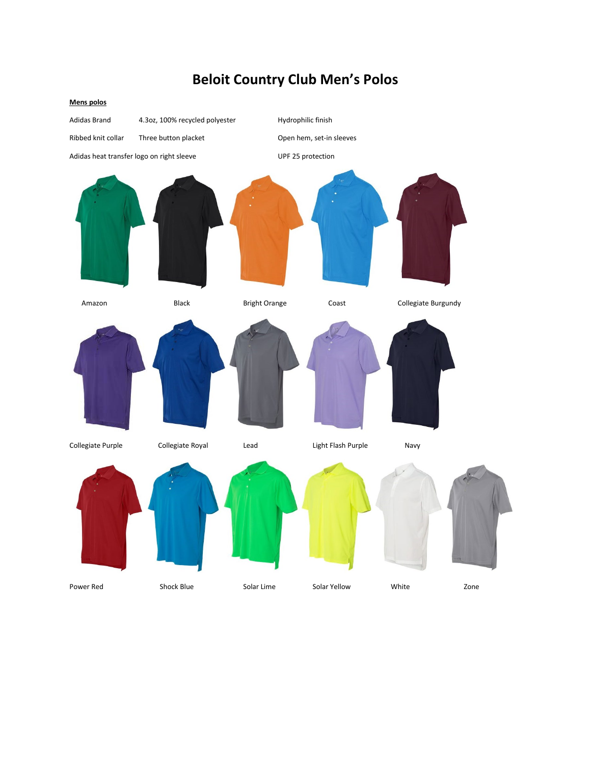# Beloit Country Club Men's Polos

**Mens polos**

Adidas Brand

4.3oz, 100% recycled polyester

Hydrophilic finish

Ribbed knit collar

Three button placket

Open hem, set-in sleeves

Adidas heat transfer logo on right sleeve

UPF 25 protection

Amazon

Black

Bright Orange

Coast

Collegiate Burgundy

Collegiate Purple

Collegiate Royal

Lead

Light Flash Purple

Navy

Power Red

Shock Blue

Solar Lime

Solar Yellow

White

Zone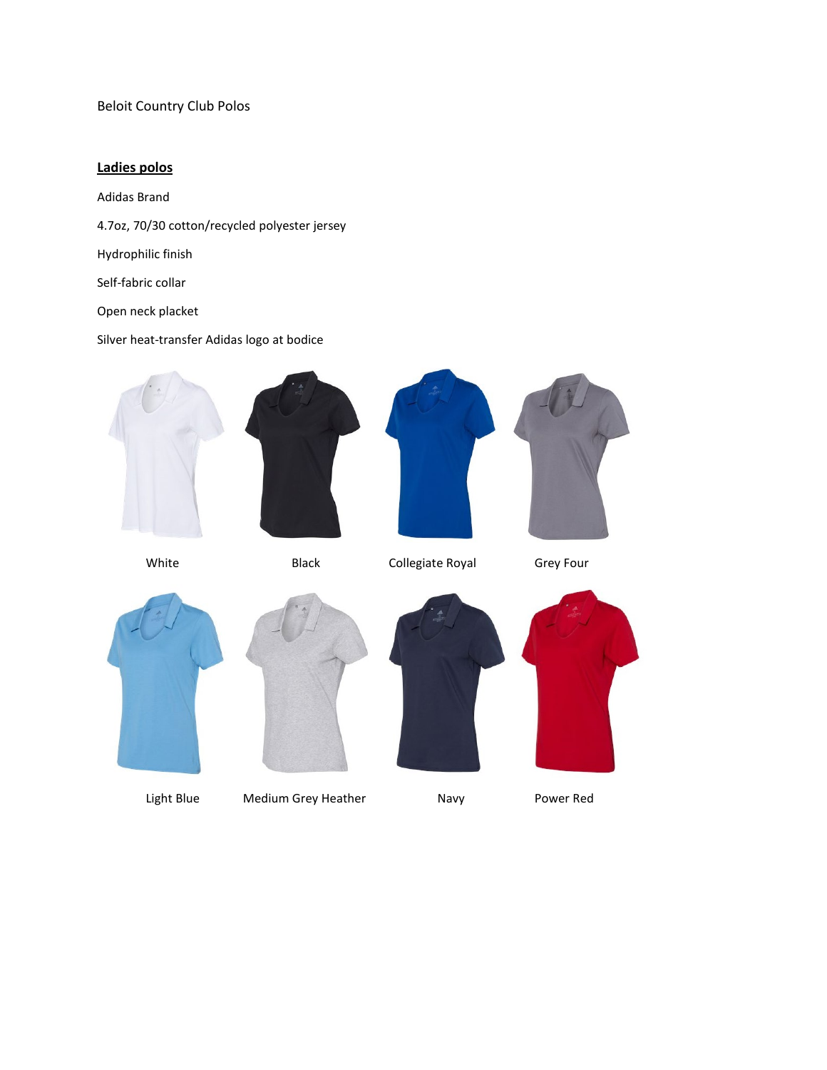Beloit Country Club Polos

**Ladies polos**

Adidas Brand

4.7oz, 70/30 cotton/recycled polyester jersey

Hydrophilic finish

Self-fabric collar

Open neck placket

Silver heat-transfer Adidas logo at bodice

White

Black

Collegiate Royal

Grey Four

Light Blue

Medium Grey Heather

Navy

Power Red